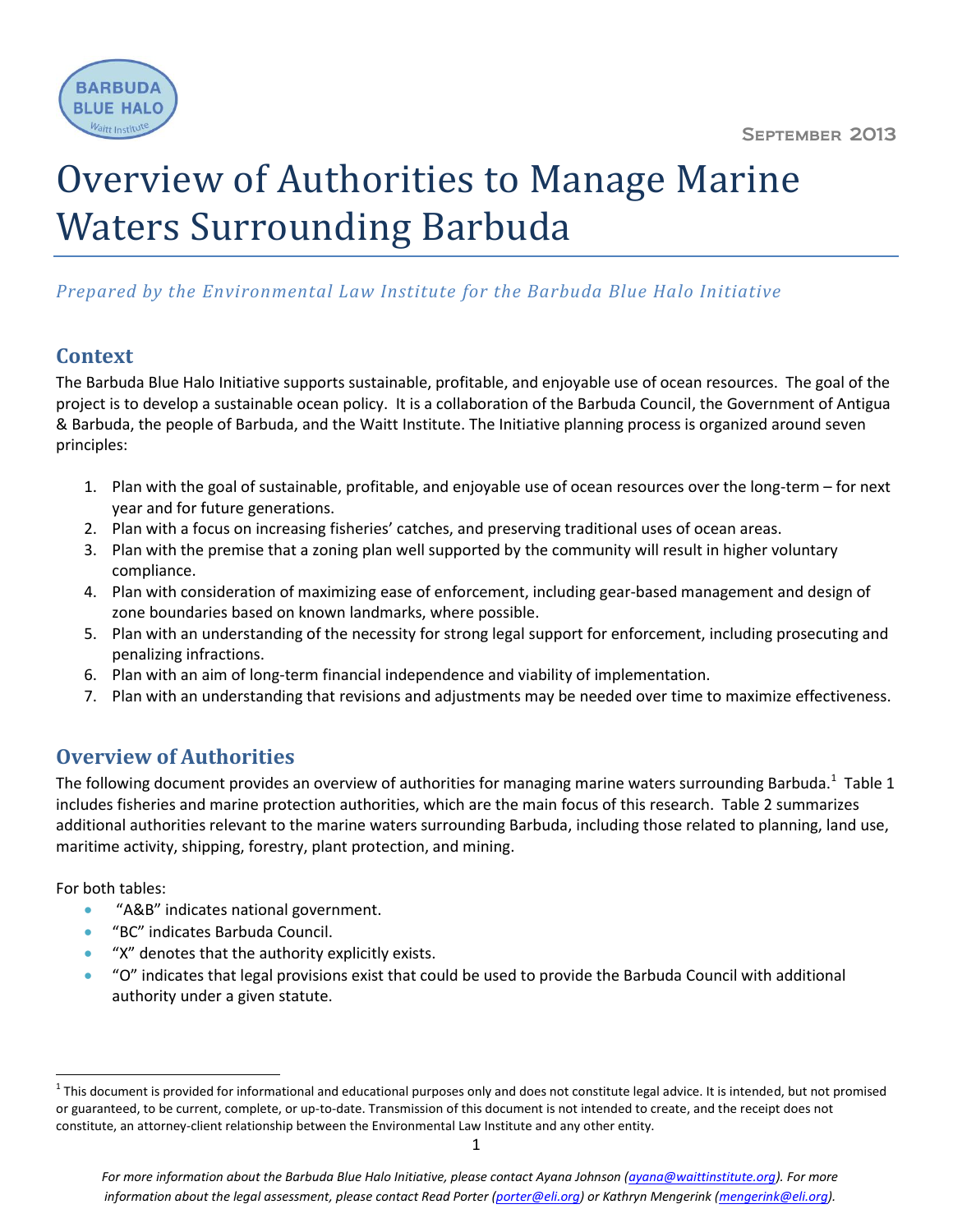BARBUDA BLUE HALO
Waitt Institute

September 2013

# Overview of Authorities to Manage Marine Waters Surrounding Barbuda

*Prepared by the Environmental Law Institute for the Barbuda Blue Halo Initiative*

## Context

The Barbuda Blue Halo Initiative supports sustainable, profitable, and enjoyable use of ocean resources. The goal of the project is to develop a sustainable ocean policy. It is a collaboration of the Barbuda Council, the Government of Antigua & Barbuda, the people of Barbuda, and the Waitt Institute. The Initiative planning process is organized around seven principles:

1. Plan with the goal of sustainable, profitable, and enjoyable use of ocean resources over the long-term – for next year and for future generations.
2. Plan with a focus on increasing fisheries' catches, and preserving traditional uses of ocean areas.
3. Plan with the premise that a zoning plan well supported by the community will result in higher voluntary compliance.
4. Plan with consideration of maximizing ease of enforcement, including gear-based management and design of zone boundaries based on known landmarks, where possible.
5. Plan with an understanding of the necessity for strong legal support for enforcement, including prosecuting and penalizing infractions.
6. Plan with an aim of long-term financial independence and viability of implementation.
7. Plan with an understanding that revisions and adjustments may be needed over time to maximize effectiveness.

## Overview of Authorities

The following document provides an overview of authorities for managing marine waters surrounding Barbuda.[1] Table 1 includes fisheries and marine protection authorities, which are the main focus of this research. Table 2 summarizes additional authorities relevant to the marine waters surrounding Barbuda, including those related to planning, land use, maritime activity, shipping, forestry, plant protection, and mining.

For both tables:

- "A&B" indicates national government.
- "BC" indicates Barbuda Council.
- "X" denotes that the authority explicitly exists.
- "O" indicates that legal provisions exist that could be used to provide the Barbuda Council with additional authority under a given statute.

[1] This document is provided for informational and educational purposes only and does not constitute legal advice. It is intended, but not promised or guaranteed, to be current, complete, or up-to-date. Transmission of this document is not intended to create, and the receipt does not constitute, an attorney-client relationship between the Environmental Law Institute and any other entity.

*For more information about the Barbuda Blue Halo Initiative, please contact Ayana Johnson (ayana@waittinstitute.org). For more information about the legal assessment, please contact Read Porter (porter@eli.org) or Kathryn Mengerink (mengerink@eli.org).*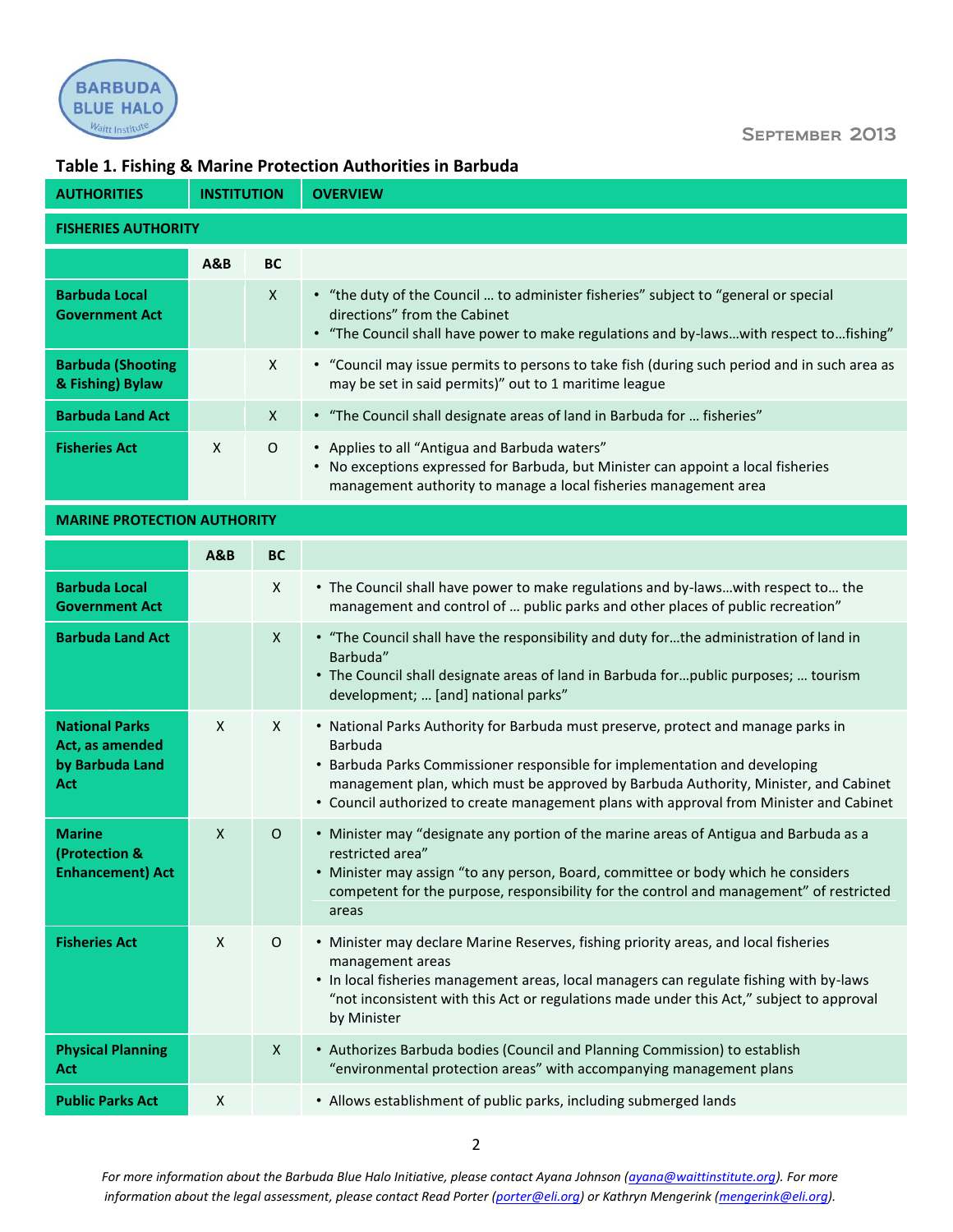## Table 1. Fishing & Marine Protection Authorities in Barbuda

| AUTHORITIES | INSTITUTION | | OVERVIEW |
|---|---|---|---|
| **FISHERIES AUTHORITY** | | | |
| | A&B | BC | |
| **Barbuda Local Government Act** | | X | • "the duty of the Council … to administer fisheries" subject to "general or special directions" from the Cabinet<br>• "The Council shall have power to make regulations and by-laws…with respect to…fishing" |
| **Barbuda (Shooting & Fishing) Bylaw** | | X | • "Council may issue permits to persons to take fish (during such period and in such area as may be set in said permits)" out to 1 maritime league |
| **Barbuda Land Act** | | X | • "The Council shall designate areas of land in Barbuda for … fisheries" |
| **Fisheries Act** | X | O | • Applies to all "Antigua and Barbuda waters"<br>• No exceptions expressed for Barbuda, but Minister can appoint a local fisheries management authority to manage a local fisheries management area |
| **MARINE PROTECTION AUTHORITY** | | | |
| | A&B | BC | |
| **Barbuda Local Government Act** | | X | • The Council shall have power to make regulations and by-laws…with respect to… the management and control of … public parks and other places of public recreation" |
| **Barbuda Land Act** | | X | • "The Council shall have the responsibility and duty for…the administration of land in Barbuda"<br>• The Council shall designate areas of land in Barbuda for…public purposes; … tourism development; … [and] national parks" |
| **National Parks Act, as amended by Barbuda Land Act** | X | X | • National Parks Authority for Barbuda must preserve, protect and manage parks in Barbuda<br>• Barbuda Parks Commissioner responsible for implementation and developing management plan, which must be approved by Barbuda Authority, Minister, and Cabinet<br>• Council authorized to create management plans with approval from Minister and Cabinet |
| **Marine (Protection & Enhancement) Act** | X | O | • Minister may "designate any portion of the marine areas of Antigua and Barbuda as a restricted area"<br>• Minister may assign "to any person, Board, committee or body which he considers competent for the purpose, responsibility for the control and management" of restricted areas |
| **Fisheries Act** | X | O | • Minister may declare Marine Reserves, fishing priority areas, and local fisheries management areas<br>• In local fisheries management areas, local managers can regulate fishing with by-laws "not inconsistent with this Act or regulations made under this Act," subject to approval by Minister |
| **Physical Planning Act** | | X | • Authorizes Barbuda bodies (Council and Planning Commission) to establish "environmental protection areas" with accompanying management plans |
| **Public Parks Act** | X | | • Allows establishment of public parks, including submerged lands |

*For more information about the Barbuda Blue Halo Initiative, please contact Ayana Johnson (ayana@waittinstitute.org). For more information about the legal assessment, please contact Read Porter (porter@eli.org) or Kathryn Mengerink (mengerink@eli.org).*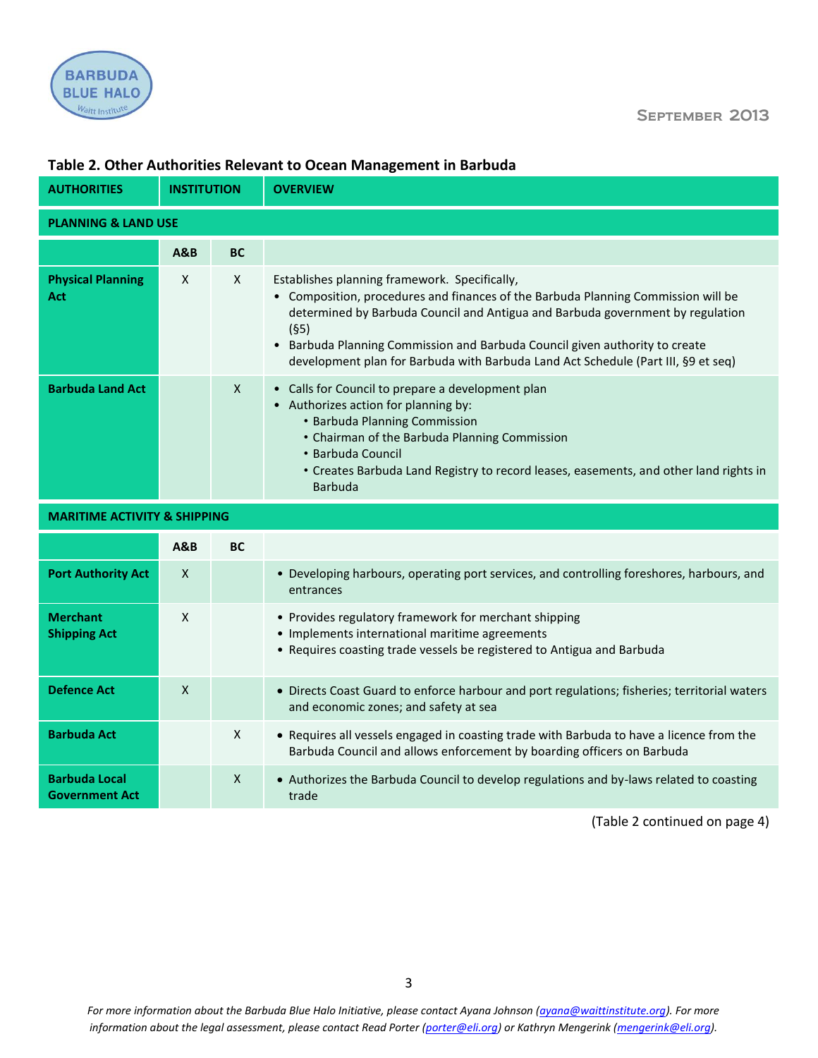### Table 2. Other Authorities Relevant to Ocean Management in Barbuda

| AUTHORITIES | INSTITUTION | | OVERVIEW |
|---|---|---|---|
| **PLANNING & LAND USE** | | | |
| | **A&B** | **BC** | |
| **Physical Planning Act** | X | X | Establishes planning framework. Specifically, <br>• Composition, procedures and finances of the Barbuda Planning Commission will be determined by Barbuda Council and Antigua and Barbuda government by regulation (§5) <br>• Barbuda Planning Commission and Barbuda Council given authority to create development plan for Barbuda with Barbuda Land Act Schedule (Part III, §9 et seq) |
| **Barbuda Land Act** | | X | • Calls for Council to prepare a development plan <br>• Authorizes action for planning by: <br>&nbsp;&nbsp;• Barbuda Planning Commission <br>&nbsp;&nbsp;• Chairman of the Barbuda Planning Commission <br>&nbsp;&nbsp;• Barbuda Council <br>&nbsp;&nbsp;• Creates Barbuda Land Registry to record leases, easements, and other land rights in Barbuda |
| **MARITIME ACTIVITY & SHIPPING** | | | |
| | **A&B** | **BC** | |
| **Port Authority Act** | X | | • Developing harbours, operating port services, and controlling foreshores, harbours, and entrances |
| **Merchant Shipping Act** | X | | • Provides regulatory framework for merchant shipping <br>• Implements international maritime agreements <br>• Requires coasting trade vessels be registered to Antigua and Barbuda |
| **Defence Act** | X | | • Directs Coast Guard to enforce harbour and port regulations; fisheries; territorial waters and economic zones; and safety at sea |
| **Barbuda Act** | | X | • Requires all vessels engaged in coasting trade with Barbuda to have a licence from the Barbuda Council and allows enforcement by boarding officers on Barbuda |
| **Barbuda Local Government Act** | | X | • Authorizes the Barbuda Council to develop regulations and by-laws related to coasting trade |

(Table 2 continued on page 4)

*For more information about the Barbuda Blue Halo Initiative, please contact Ayana Johnson (ayana@waittinstitute.org). For more information about the legal assessment, please contact Read Porter (porter@eli.org) or Kathryn Mengerink (mengerink@eli.org).*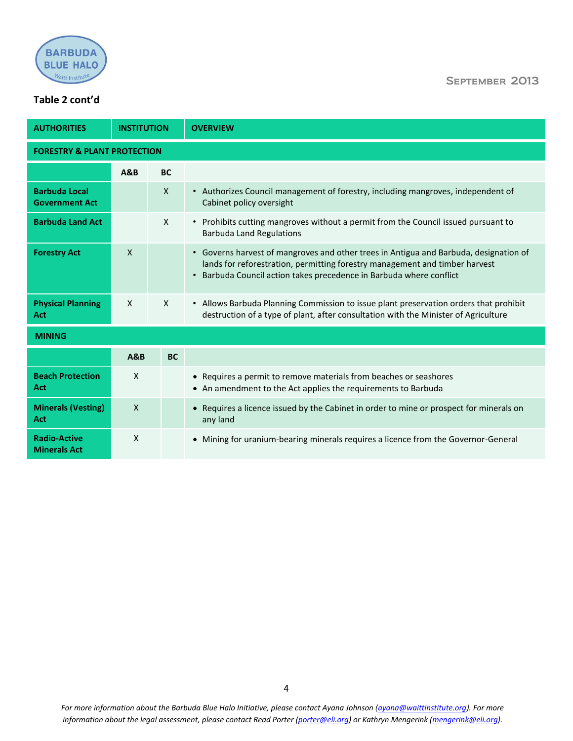## Table 2 cont'd

| AUTHORITIES | INSTITUTION | | OVERVIEW |
|---|---|---|---|
| **FORESTRY & PLANT PROTECTION** | | | |
| | **A&B** | **BC** | |
| **Barbuda Local Government Act** | | X | • Authorizes Council management of forestry, including mangroves, independent of Cabinet policy oversight |
| **Barbuda Land Act** | | X | • Prohibits cutting mangroves without a permit from the Council issued pursuant to Barbuda Land Regulations |
| **Forestry Act** | X | | • Governs harvest of mangroves and other trees in Antigua and Barbuda, designation of lands for reforestration, permitting forestry management and timber harvest<br>• Barbuda Council action takes precedence in Barbuda where conflict |
| **Physical Planning Act** | X | X | • Allows Barbuda Planning Commission to issue plant preservation orders that prohibit destruction of a type of plant, after consultation with the Minister of Agriculture |
| **MINING** | | | |
| | **A&B** | **BC** | |
| **Beach Protection Act** | X | | • Requires a permit to remove materials from beaches or seashores<br>• An amendment to the Act applies the requirements to Barbuda |
| **Minerals (Vesting) Act** | X | | • Requires a licence issued by the Cabinet in order to mine or prospect for minerals on any land |
| **Radio-Active Minerals Act** | X | | • Mining for uranium-bearing minerals requires a licence from the Governor-General |